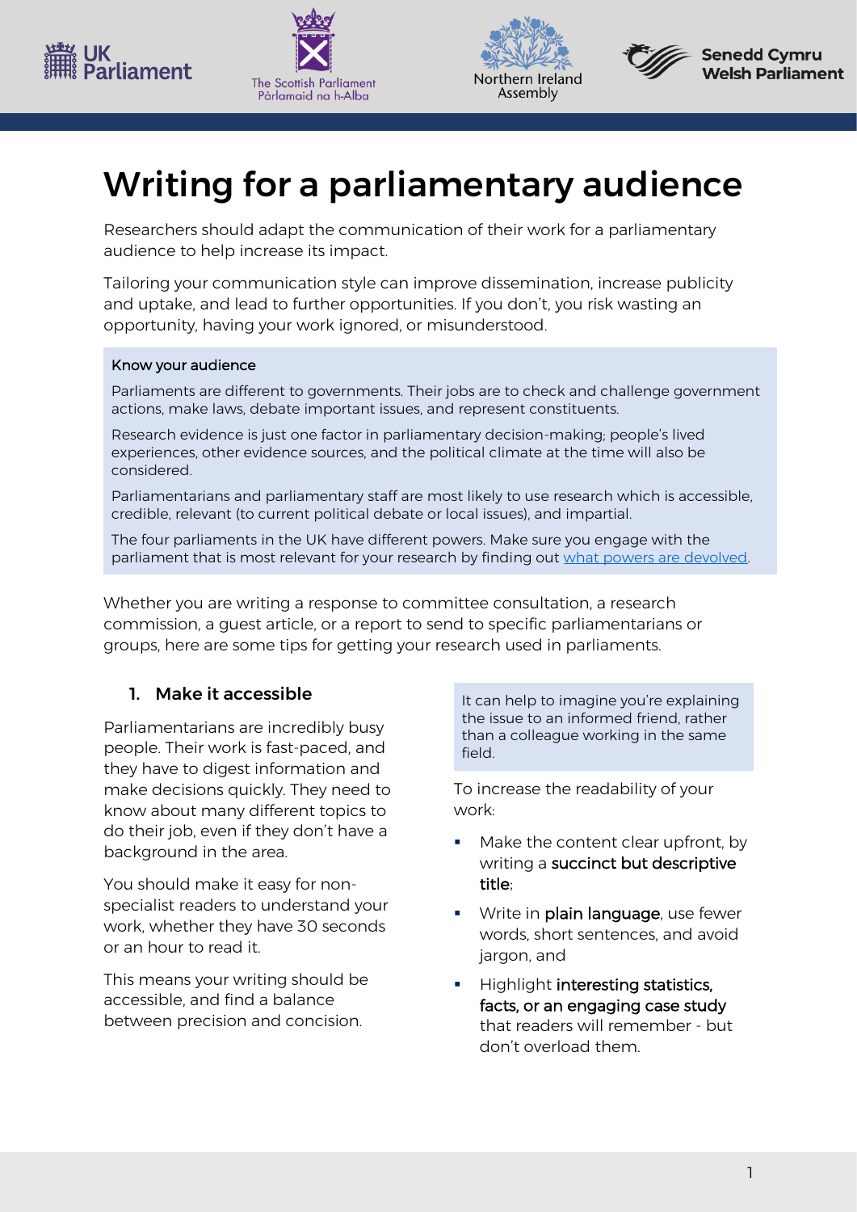# Writing for a parliamentary audience

Researchers should adapt the communication of their work for a parliamentary audience to help increase its impact.

Tailoring your communication style can improve dissemination, increase publicity and uptake, and lead to further opportunities. If you don't, you risk wasting an opportunity, having your work ignored, or misunderstood.

> **Know your audience**
>
> Parliaments are different to governments. Their jobs are to check and challenge government actions, make laws, debate important issues, and represent constituents.
>
> Research evidence is just one factor in parliamentary decision-making; people's lived experiences, other evidence sources, and the political climate at the time will also be considered.
>
> Parliamentarians and parliamentary staff are most likely to use research which is accessible, credible, relevant (to current political debate or local issues), and impartial.
>
> The four parliaments in the UK have different powers. Make sure you engage with the parliament that is most relevant for your research by finding out [what powers are devolved](#).

Whether you are writing a response to committee consultation, a research commission, a guest article, or a report to send to specific parliamentarians or groups, here are some tips for getting your research used in parliaments.

## 1. Make it accessible

Parliamentarians are incredibly busy people. Their work is fast-paced, and they have to digest information and make decisions quickly. They need to know about many different topics to do their job, even if they don't have a background in the area.

You should make it easy for non-specialist readers to understand your work, whether they have 30 seconds or an hour to read it.

This means your writing should be accessible, and find a balance between precision and concision.

> It can help to imagine you're explaining the issue to an informed friend, rather than a colleague working in the same field.

To increase the readability of your work:

- Make the content clear upfront, by writing a **succinct but descriptive title**;
- Write in **plain language**, use fewer words, short sentences, and avoid jargon, and
- Highlight **interesting statistics, facts, or an engaging case study** that readers will remember - but don't overload them.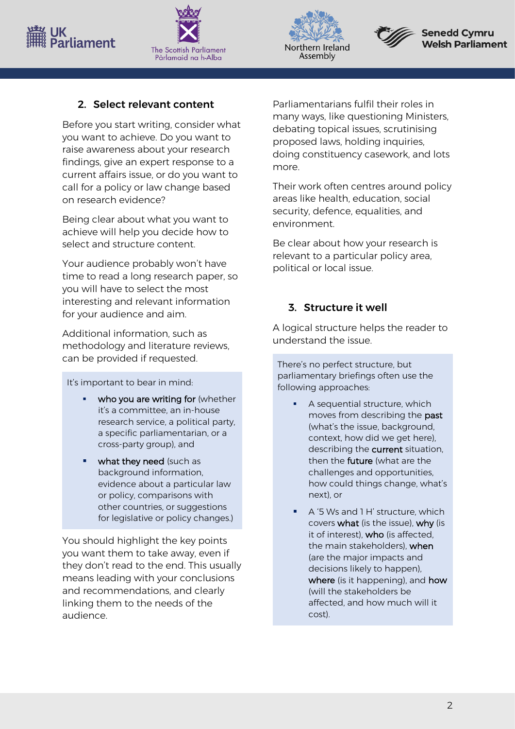## 2. Select relevant content

Before you start writing, consider what you want to achieve. Do you want to raise awareness about your research findings, give an expert response to a current affairs issue, or do you want to call for a policy or law change based on research evidence?

Being clear about what you want to achieve will help you decide how to select and structure content.

Your audience probably won't have time to read a long research paper, so you will have to select the most interesting and relevant information for your audience and aim.

Additional information, such as methodology and literature reviews, can be provided if requested.

> It's important to bear in mind:
>
> - **who you are writing for** (whether it's a committee, an in-house research service, a political party, a specific parliamentarian, or a cross-party group), and
> - **what they need** (such as background information, evidence about a particular law or policy, comparisons with other countries, or suggestions for legislative or policy changes.)

You should highlight the key points you want them to take away, even if they don't read to the end. This usually means leading with your conclusions and recommendations, and clearly linking them to the needs of the audience.

Parliamentarians fulfil their roles in many ways, like questioning Ministers, debating topical issues, scrutinising proposed laws, holding inquiries, doing constituency casework, and lots more.

Their work often centres around policy areas like health, education, social security, defence, equalities, and environment.

Be clear about how your research is relevant to a particular policy area, political or local issue.

## 3. Structure it well

A logical structure helps the reader to understand the issue.

> There's no perfect structure, but parliamentary briefings often use the following approaches:
>
> - A sequential structure, which moves from describing the **past** (what's the issue, background, context, how did we get here), describing the **current** situation, then the **future** (what are the challenges and opportunities, how could things change, what's next), or
> - A '5 Ws and 1 H' structure, which covers **what** (is the issue), **why** (is it of interest), **who** (is affected, the main stakeholders), **when** (are the major impacts and decisions likely to happen), **where** (is it happening), and **how** (will the stakeholders be affected, and how much will it cost).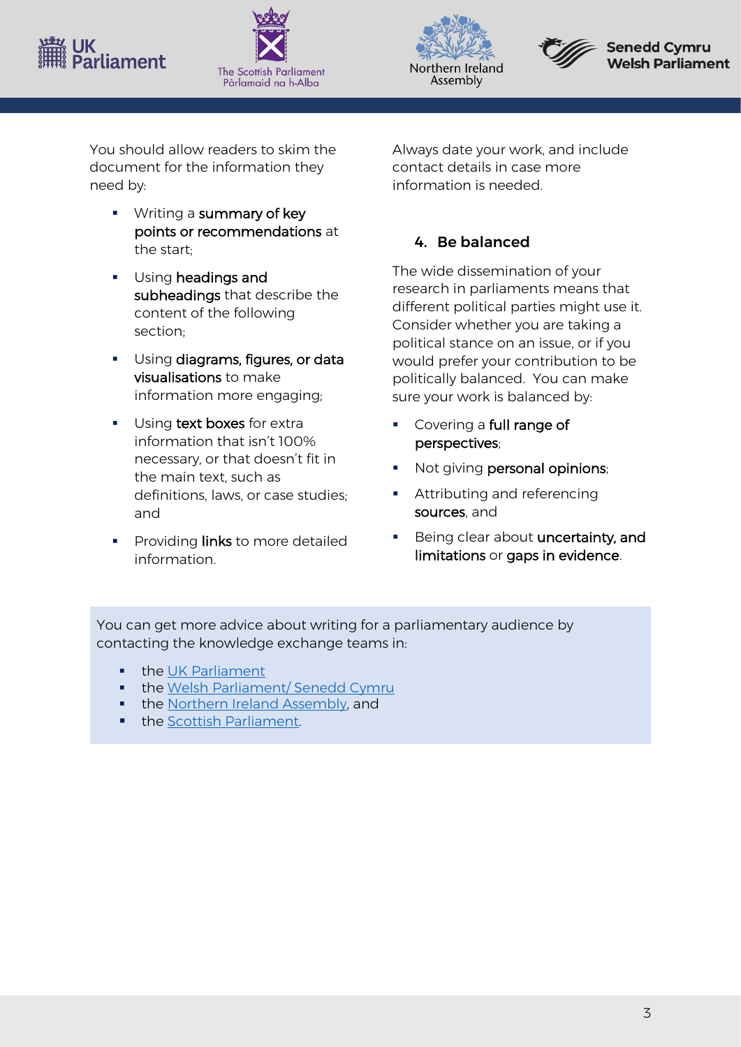You should allow readers to skim the document for the information they need by:

- Writing a **summary of key points or recommendations** at the start;
- Using **headings and subheadings** that describe the content of the following section;
- Using **diagrams, figures, or data visualisations** to make information more engaging;
- Using **text boxes** for extra information that isn't 100% necessary, or that doesn't fit in the main text, such as definitions, laws, or case studies; and
- Providing **links** to more detailed information.

Always date your work, and include contact details in case more information is needed.

## 4. Be balanced

The wide dissemination of your research in parliaments means that different political parties might use it. Consider whether you are taking a political stance on an issue, or if you would prefer your contribution to be politically balanced. You can make sure your work is balanced by:

- Covering a **full range of perspectives**;
- Not giving **personal opinions**;
- Attributing and referencing **sources**, and
- Being clear about **uncertainty, and limitations** or **gaps in evidence**.

You can get more advice about writing for a parliamentary audience by contacting the knowledge exchange teams in:

- the UK Parliament
- the Welsh Parliament/ Senedd Cymru
- the Northern Ireland Assembly, and
- the Scottish Parliament.